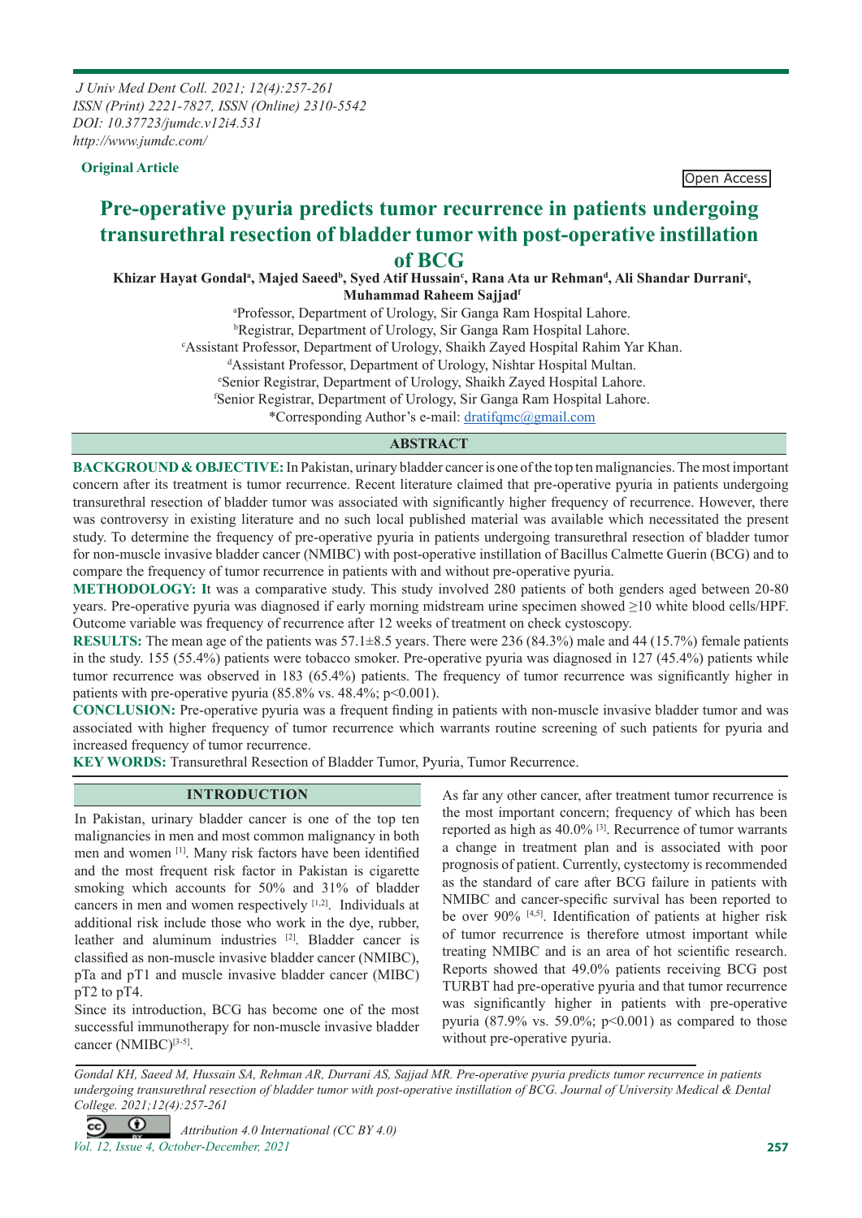*J Univ Med Dent Coll. 2021; 12(4):257-261*
*ISSN (Print) 2221-7827, ISSN (Online) 2310-5542*
*DOI: 10.37723/jumdc.v12i4.531*
*http://www.jumdc.com/*

**Original Article**

Open Access

# Pre-operative pyuria predicts tumor recurrence in patients undergoing transurethral resection of bladder tumor with post-operative instillation of BCG

**Khizar Hayat Gondal[a], Majed Saeed[b], Syed Atif Hussain[c], Rana Ata ur Rehman[d], Ali Shandar Durrani[e], Muhammad Raheem Sajjad[f]**

[a]Professor, Department of Urology, Sir Ganga Ram Hospital Lahore.
[b]Registrar, Department of Urology, Sir Ganga Ram Hospital Lahore.
[c]Assistant Professor, Department of Urology, Shaikh Zayed Hospital Rahim Yar Khan.
[d]Assistant Professor, Department of Urology, Nishtar Hospital Multan.
[e]Senior Registrar, Department of Urology, Shaikh Zayed Hospital Lahore.
[f]Senior Registrar, Department of Urology, Sir Ganga Ram Hospital Lahore.
*Corresponding Author's e-mail: dratifqmc@gmail.com

## ABSTRACT

**BACKGROUND & OBJECTIVE:** In Pakistan, urinary bladder cancer is one of the top ten malignancies. The most important concern after its treatment is tumor recurrence. Recent literature claimed that pre-operative pyuria in patients undergoing transurethral resection of bladder tumor was associated with significantly higher frequency of recurrence. However, there was controversy in existing literature and no such local published material was available which necessitated the present study. To determine the frequency of pre-operative pyuria in patients undergoing transurethral resection of bladder tumor for non-muscle invasive bladder cancer (NMIBC) with post-operative instillation of Bacillus Calmette Guerin (BCG) and to compare the frequency of tumor recurrence in patients with and without pre-operative pyuria.

**METHODOLOGY:** It was a comparative study. This study involved 280 patients of both genders aged between 20-80 years. Pre-operative pyuria was diagnosed if early morning midstream urine specimen showed ≥10 white blood cells/HPF. Outcome variable was frequency of recurrence after 12 weeks of treatment on check cystoscopy.

**RESULTS:** The mean age of the patients was 57.1±8.5 years. There were 236 (84.3%) male and 44 (15.7%) female patients in the study. 155 (55.4%) patients were tobacco smoker. Pre-operative pyuria was diagnosed in 127 (45.4%) patients while tumor recurrence was observed in 183 (65.4%) patients. The frequency of tumor recurrence was significantly higher in patients with pre-operative pyuria (85.8% vs. 48.4%; p<0.001).

**CONCLUSION:** Pre-operative pyuria was a frequent finding in patients with non-muscle invasive bladder tumor and was associated with higher frequency of tumor recurrence which warrants routine screening of such patients for pyuria and increased frequency of tumor recurrence.

**KEY WORDS:** Transurethral Resection of Bladder Tumor, Pyuria, Tumor Recurrence.

## INTRODUCTION

In Pakistan, urinary bladder cancer is one of the top ten malignancies in men and most common malignancy in both men and women [1]. Many risk factors have been identified and the most frequent risk factor in Pakistan is cigarette smoking which accounts for 50% and 31% of bladder cancers in men and women respectively [1,2]. Individuals at additional risk include those who work in the dye, rubber, leather and aluminum industries [2]. Bladder cancer is classified as non-muscle invasive bladder cancer (NMIBC), pTa and pT1 and muscle invasive bladder cancer (MIBC) pT2 to pT4.

Since its introduction, BCG has become one of the most successful immunotherapy for non-muscle invasive bladder cancer (NMIBC)[3-5].

As far any other cancer, after treatment tumor recurrence is the most important concern; frequency of which has been reported as high as 40.0% [3]. Recurrence of tumor warrants a change in treatment plan and is associated with poor prognosis of patient. Currently, cystectomy is recommended as the standard of care after BCG failure in patients with NMIBC and cancer-specific survival has been reported to be over 90% [4,5]. Identification of patients at higher risk of tumor recurrence is therefore utmost important while treating NMIBC and is an area of hot scientific research. Reports showed that 49.0% patients receiving BCG post TURBT had pre-operative pyuria and that tumor recurrence was significantly higher in patients with pre-operative pyuria (87.9% vs. 59.0%; p<0.001) as compared to those without pre-operative pyuria.

*Gondal KH, Saeed M, Hussain SA, Rehman AR, Durrani AS, Sajjad MR. Pre-operative pyuria predicts tumor recurrence in patients undergoing transurethral resection of bladder tumor with post-operative instillation of BCG. Journal of University Medical & Dental College. 2021;12(4):257-261*

*Attribution 4.0 International (CC BY 4.0)*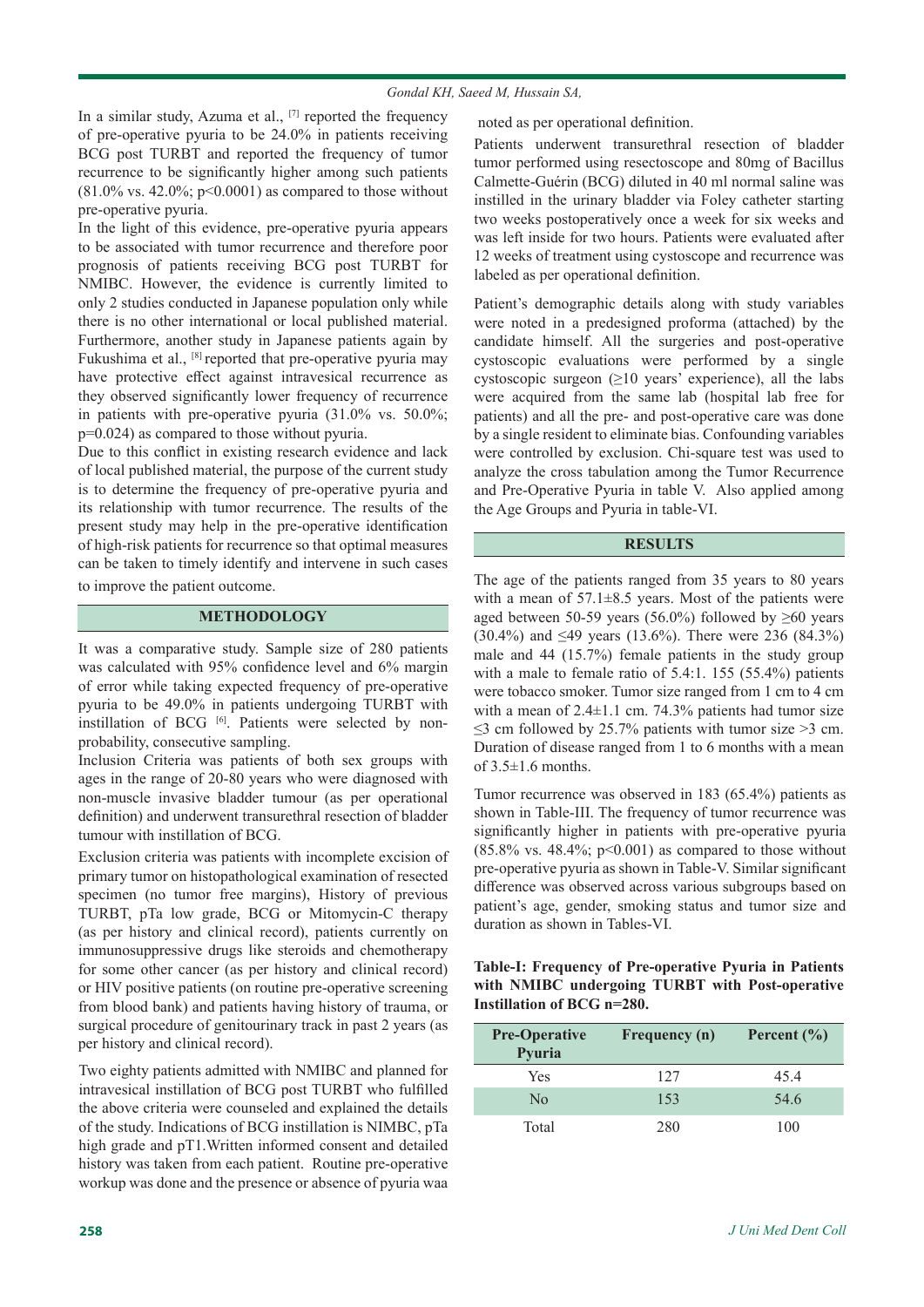In a similar study, Azuma et al., [7] reported the frequency of pre-operative pyuria to be 24.0% in patients receiving BCG post TURBT and reported the frequency of tumor recurrence to be significantly higher among such patients (81.0% vs. 42.0%; p<0.0001) as compared to those without pre-operative pyuria.

In the light of this evidence, pre-operative pyuria appears to be associated with tumor recurrence and therefore poor prognosis of patients receiving BCG post TURBT for NMIBC. However, the evidence is currently limited to only 2 studies conducted in Japanese population only while there is no other international or local published material. Furthermore, another study in Japanese patients again by Fukushima et al., [8] reported that pre-operative pyuria may have protective effect against intravesical recurrence as they observed significantly lower frequency of recurrence in patients with pre-operative pyuria (31.0% vs. 50.0%; p=0.024) as compared to those without pyuria.

Due to this conflict in existing research evidence and lack of local published material, the purpose of the current study is to determine the frequency of pre-operative pyuria and its relationship with tumor recurrence. The results of the present study may help in the pre-operative identification of high-risk patients for recurrence so that optimal measures can be taken to timely identify and intervene in such cases to improve the patient outcome.

## METHODOLOGY

It was a comparative study. Sample size of 280 patients was calculated with 95% confidence level and 6% margin of error while taking expected frequency of pre-operative pyuria to be 49.0% in patients undergoing TURBT with instillation of BCG [6]. Patients were selected by non-probability, consecutive sampling.

Inclusion Criteria was patients of both sex groups with ages in the range of 20-80 years who were diagnosed with non-muscle invasive bladder tumour (as per operational definition) and underwent transurethral resection of bladder tumour with instillation of BCG.

Exclusion criteria was patients with incomplete excision of primary tumor on histopathological examination of resected specimen (no tumor free margins), History of previous TURBT, pTa low grade, BCG or Mitomycin-C therapy (as per history and clinical record), patients currently on immunosuppressive drugs like steroids and chemotherapy for some other cancer (as per history and clinical record) or HIV positive patients (on routine pre-operative screening from blood bank) and patients having history of trauma, or surgical procedure of genitourinary track in past 2 years (as per history and clinical record).

Two eighty patients admitted with NMIBC and planned for intravesical instillation of BCG post TURBT who fulfilled the above criteria were counseled and explained the details of the study. Indications of BCG instillation is NIMBC, pTa high grade and pT1.Written informed consent and detailed history was taken from each patient. Routine pre-operative workup was done and the presence or absence of pyuria waa noted as per operational definition.

Patients underwent transurethral resection of bladder tumor performed using resectoscope and 80mg of Bacillus Calmette-Guérin (BCG) diluted in 40 ml normal saline was instilled in the urinary bladder via Foley catheter starting two weeks postoperatively once a week for six weeks and was left inside for two hours. Patients were evaluated after 12 weeks of treatment using cystoscope and recurrence was labeled as per operational definition.

Patient's demographic details along with study variables were noted in a predesigned proforma (attached) by the candidate himself. All the surgeries and post-operative cystoscopic evaluations were performed by a single cystoscopic surgeon (≥10 years' experience), all the labs were acquired from the same lab (hospital lab free for patients) and all the pre- and post-operative care was done by a single resident to eliminate bias. Confounding variables were controlled by exclusion. Chi-square test was used to analyze the cross tabulation among the Tumor Recurrence and Pre-Operative Pyuria in table V. Also applied among the Age Groups and Pyuria in table-VI.

## RESULTS

The age of the patients ranged from 35 years to 80 years with a mean of 57.1±8.5 years. Most of the patients were aged between 50-59 years (56.0%) followed by ≥60 years (30.4%) and ≤49 years (13.6%). There were 236 (84.3%) male and 44 (15.7%) female patients in the study group with a male to female ratio of 5.4:1. 155 (55.4%) patients were tobacco smoker. Tumor size ranged from 1 cm to 4 cm with a mean of 2.4±1.1 cm. 74.3% patients had tumor size ≤3 cm followed by 25.7% patients with tumor size >3 cm. Duration of disease ranged from 1 to 6 months with a mean of 3.5±1.6 months.

Tumor recurrence was observed in 183 (65.4%) patients as shown in Table-III. The frequency of tumor recurrence was significantly higher in patients with pre-operative pyuria (85.8% vs. 48.4%; p<0.001) as compared to those without pre-operative pyuria as shown in Table-V. Similar significant difference was observed across various subgroups based on patient's age, gender, smoking status and tumor size and duration as shown in Tables-VI.

**Table-I: Frequency of Pre-operative Pyuria in Patients with NMIBC undergoing TURBT with Post-operative Instillation of BCG n=280.**

| Pre-Operative Pyuria | Frequency (n) | Percent (%) |
|---|---|---|
| Yes | 127 | 45.4 |
| No | 153 | 54.6 |
| Total | 280 | 100 |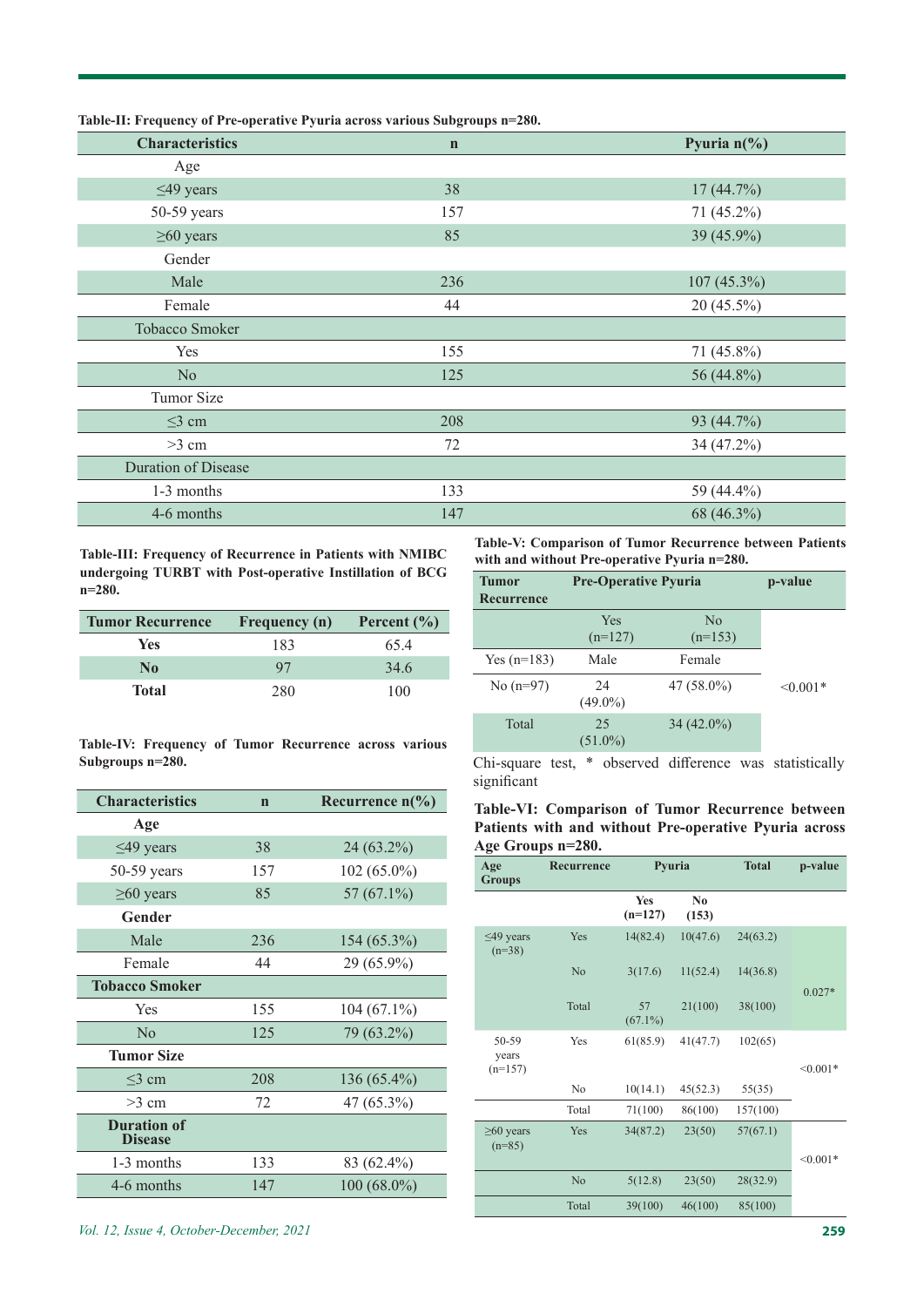**Table-II: Frequency of Pre-operative Pyuria across various Subgroups n=280.**

| Characteristics | n | Pyuria n(%) |
|---|---|---|
| Age | | |
| ≤49 years | 38 | 17 (44.7%) |
| 50-59 years | 157 | 71 (45.2%) |
| ≥60 years | 85 | 39 (45.9%) |
| Gender | | |
| Male | 236 | 107 (45.3%) |
| Female | 44 | 20 (45.5%) |
| Tobacco Smoker | | |
| Yes | 155 | 71 (45.8%) |
| No | 125 | 56 (44.8%) |
| Tumor Size | | |
| ≤3 cm | 208 | 93 (44.7%) |
| >3 cm | 72 | 34 (47.2%) |
| Duration of Disease | | |
| 1-3 months | 133 | 59 (44.4%) |
| 4-6 months | 147 | 68 (46.3%) |

**Table-III: Frequency of Recurrence in Patients with NMIBC undergoing TURBT with Post-operative Instillation of BCG n=280.**

| Tumor Recurrence | Frequency (n) | Percent (%) |
|---|---|---|
| **Yes** | 183 | 65.4 |
| **No** | 97 | 34.6 |
| **Total** | 280 | 100 |

**Table-IV: Frequency of Tumor Recurrence across various Subgroups n=280.**

| Characteristics | n | Recurrence n(%) |
|---|---|---|
| **Age** | | |
| ≤49 years | 38 | 24 (63.2%) |
| 50-59 years | 157 | 102 (65.0%) |
| ≥60 years | 85 | 57 (67.1%) |
| **Gender** | | |
| Male | 236 | 154 (65.3%) |
| Female | 44 | 29 (65.9%) |
| **Tobacco Smoker** | | |
| Yes | 155 | 104 (67.1%) |
| No | 125 | 79 (63.2%) |
| **Tumor Size** | | |
| ≤3 cm | 208 | 136 (65.4%) |
| >3 cm | 72 | 47 (65.3%) |
| **Duration of Disease** | | |
| 1-3 months | 133 | 83 (62.4%) |
| 4-6 months | 147 | 100 (68.0%) |

**Table-V: Comparison of Tumor Recurrence between Patients with and without Pre-operative Pyuria n=280.**

| Tumor Recurrence | Pre-Operative Pyuria | | p-value |
|---|---|---|---|
| | Yes (n=127) | No (n=153) | |
| Yes (n=183) | Male | Female | |
| No (n=97) | 24 (49.0%) | 47 (58.0%) | <0.001* |
| Total | 25 (51.0%) | 34 (42.0%) | |

Chi-square test, * observed difference was statistically significant

**Table-VI: Comparison of Tumor Recurrence between Patients with and without Pre-operative Pyuria across Age Groups n=280.**

| Age Groups | Recurrence | Pyuria | | Total | p-value |
|---|---|---|---|---|---|
| | | Yes (n=127) | No (153) | | |
| ≤49 years (n=38) | Yes | 14(82.4) | 10(47.6) | 24(63.2) | 0.027* |
| | No | 3(17.6) | 11(52.4) | 14(36.8) | |
| | Total | 57 (67.1%) | 21(100) | 38(100) | |
| 50-59 years (n=157) | Yes | 61(85.9) | 41(47.7) | 102(65) | <0.001* |
| | No | 10(14.1) | 45(52.3) | 55(35) | |
| | Total | 71(100) | 86(100) | 157(100) | |
| ≥60 years (n=85) | Yes | 34(87.2) | 23(50) | 57(67.1) | <0.001* |
| | No | 5(12.8) | 23(50) | 28(32.9) | |
| | Total | 39(100) | 46(100) | 85(100) | |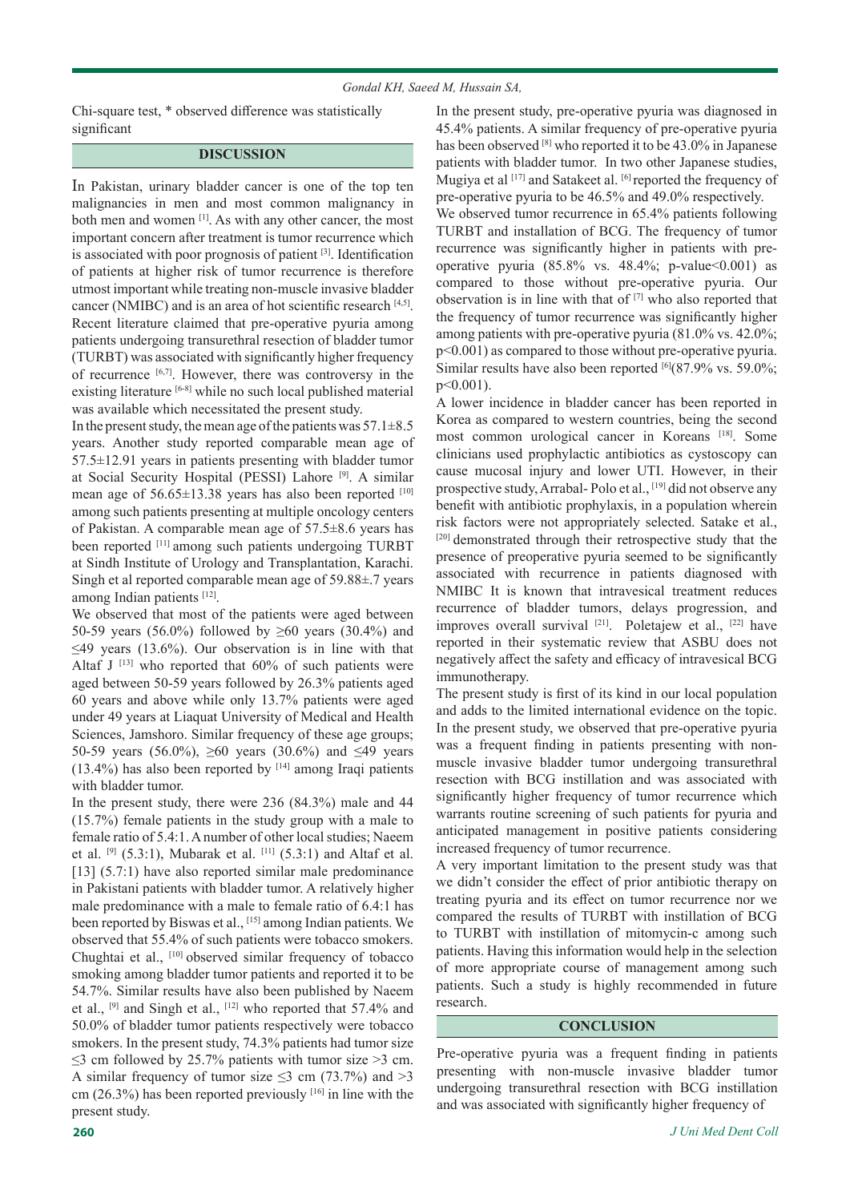Chi-square test, * observed difference was statistically significant

## DISCUSSION

In Pakistan, urinary bladder cancer is one of the top ten malignancies in men and most common malignancy in both men and women [1]. As with any other cancer, the most important concern after treatment is tumor recurrence which is associated with poor prognosis of patient [3]. Identification of patients at higher risk of tumor recurrence is therefore utmost important while treating non-muscle invasive bladder cancer (NMIBC) and is an area of hot scientific research [4,5]. Recent literature claimed that pre-operative pyuria among patients undergoing transurethral resection of bladder tumor (TURBT) was associated with significantly higher frequency of recurrence [6,7]. However, there was controversy in the existing literature [6-8] while no such local published material was available which necessitated the present study.

In the present study, the mean age of the patients was 57.1±8.5 years. Another study reported comparable mean age of 57.5±12.91 years in patients presenting with bladder tumor at Social Security Hospital (PESSI) Lahore [9]. A similar mean age of 56.65±13.38 years has also been reported [10] among such patients presenting at multiple oncology centers of Pakistan. A comparable mean age of 57.5±8.6 years has been reported [11] among such patients undergoing TURBT at Sindh Institute of Urology and Transplantation, Karachi. Singh et al reported comparable mean age of 59.88±.7 years among Indian patients [12].

We observed that most of the patients were aged between 50-59 years (56.0%) followed by ≥60 years (30.4%) and ≤49 years (13.6%). Our observation is in line with that Altaf J [13] who reported that 60% of such patients were aged between 50-59 years followed by 26.3% patients aged 60 years and above while only 13.7% patients were aged under 49 years at Liaquat University of Medical and Health Sciences, Jamshoro. Similar frequency of these age groups; 50-59 years (56.0%), ≥60 years (30.6%) and ≤49 years (13.4%) has also been reported by [14] among Iraqi patients with bladder tumor.

In the present study, there were 236 (84.3%) male and 44 (15.7%) female patients in the study group with a male to female ratio of 5.4:1. A number of other local studies; Naeem et al. [9] (5.3:1), Mubarak et al. [11] (5.3:1) and Altaf et al. [13] (5.7:1) have also reported similar male predominance in Pakistani patients with bladder tumor. A relatively higher male predominance with a male to female ratio of 6.4:1 has been reported by Biswas et al., [15] among Indian patients. We observed that 55.4% of such patients were tobacco smokers. Chughtai et al., [10] observed similar frequency of tobacco smoking among bladder tumor patients and reported it to be 54.7%. Similar results have also been published by Naeem et al., [9] and Singh et al., [12] who reported that 57.4% and 50.0% of bladder tumor patients respectively were tobacco smokers. In the present study, 74.3% patients had tumor size ≤3 cm followed by 25.7% patients with tumor size >3 cm. A similar frequency of tumor size ≤3 cm (73.7%) and >3 cm (26.3%) has been reported previously [16] in line with the present study.

In the present study, pre-operative pyuria was diagnosed in 45.4% patients. A similar frequency of pre-operative pyuria has been observed [8] who reported it to be 43.0% in Japanese patients with bladder tumor. In two other Japanese studies, Mugiya et al [17] and Satakeet al. [6] reported the frequency of pre-operative pyuria to be 46.5% and 49.0% respectively.

We observed tumor recurrence in 65.4% patients following TURBT and installation of BCG. The frequency of tumor recurrence was significantly higher in patients with pre-operative pyuria (85.8% vs. 48.4%; p-value<0.001) as compared to those without pre-operative pyuria. Our observation is in line with that of [7] who also reported that the frequency of tumor recurrence was significantly higher among patients with pre-operative pyuria (81.0% vs. 42.0%; p<0.001) as compared to those without pre-operative pyuria. Similar results have also been reported [6](87.9% vs. 59.0%; p<0.001).

A lower incidence in bladder cancer has been reported in Korea as compared to western countries, being the second most common urological cancer in Koreans [18]. Some clinicians used prophylactic antibiotics as cystoscopy can cause mucosal injury and lower UTI. However, in their prospective study, Arrabal- Polo et al., [19] did not observe any benefit with antibiotic prophylaxis, in a population wherein risk factors were not appropriately selected. Satake et al., [20] demonstrated through their retrospective study that the presence of preoperative pyuria seemed to be significantly associated with recurrence in patients diagnosed with NMIBC It is known that intravesical treatment reduces recurrence of bladder tumors, delays progression, and improves overall survival [21]. Poletajew et al., [22] have reported in their systematic review that ASBU does not negatively affect the safety and efficacy of intravesical BCG immunotherapy.

The present study is first of its kind in our local population and adds to the limited international evidence on the topic. In the present study, we observed that pre-operative pyuria was a frequent finding in patients presenting with non-muscle invasive bladder tumor undergoing transurethral resection with BCG instillation and was associated with significantly higher frequency of tumor recurrence which warrants routine screening of such patients for pyuria and anticipated management in positive patients considering increased frequency of tumor recurrence.

A very important limitation to the present study was that we didn't consider the effect of prior antibiotic therapy on treating pyuria and its effect on tumor recurrence nor we compared the results of TURBT with instillation of BCG to TURBT with instillation of mitomycin-c among such patients. Having this information would help in the selection of more appropriate course of management among such patients. Such a study is highly recommended in future research.

## CONCLUSION

Pre-operative pyuria was a frequent finding in patients presenting with non-muscle invasive bladder tumor undergoing transurethral resection with BCG instillation and was associated with significantly higher frequency of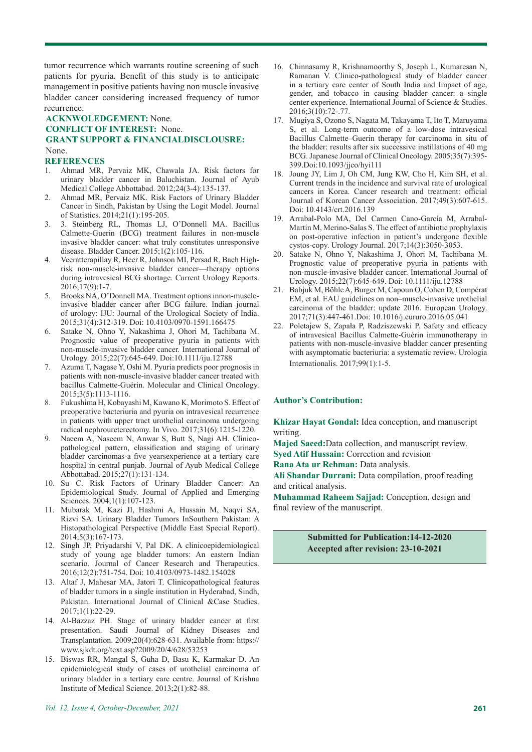tumor recurrence which warrants routine screening of such patients for pyuria. Benefit of this study is to anticipate management in positive patients having non muscle invasive bladder cancer considering increased frequency of tumor recurrence.

**ACKNWOLEDGEMENT:** None.

**CONFLICT OF INTEREST:** None.

**GRANT SUPPORT & FINANCIALDISCLOUSRE:** None.

## REFERENCES

1. Ahmad MR, Pervaiz MK, Chawala JA. Risk factors for urinary bladder cancer in Baluchistan. Journal of Ayub Medical College Abbottabad. 2012;24(3-4):135-137.
2. Ahmad MR, Pervaiz MK. Risk Factors of Urinary Bladder Cancer in Sindh, Pakistan by Using the Logit Model. Journal of Statistics. 2014;21(1):195-205.
3. 3. Steinberg RL, Thomas LJ, O'Donnell MA. Bacillus Calmette-Guerin (BCG) treatment failures in non-muscle invasive bladder cancer: what truly constitutes unresponsive disease. Bladder Cancer. 2015;1(2):105-116.
4. Veeratterapillay R, Heer R, Johnson MI, Persad R, Bach High-risk non-muscle-invasive bladder cancer—therapy options during intravesical BCG shortage. Current Urology Reports. 2016;17(9):1-7.
5. Brooks NA, O'Donnell MA. Treatment options innon-muscle-invasive bladder cancer after BCG failure. Indian journal of urology: IJU: Journal of the Urological Society of India. 2015;31(4):312-319. Doi: 10.4103/0970-1591.166475
6. Satake N, Ohno Y, Nakashima J, Ohori M, Tachibana M. Prognostic value of preoperative pyuria in patients with non-muscle-invasive bladder cancer. International Journal of Urology. 2015;22(7):645-649. Doi:10.1111/iju.12788
7. Azuma T, Nagase Y, Oshi M. Pyuria predicts poor prognosis in patients with non-muscle-invasive bladder cancer treated with bacillus Calmette-Guérin. Molecular and Clinical Oncology. 2015;3(5):1113-1116.
8. Fukushima H, Kobayashi M, Kawano K, Morimoto S. Effect of preoperative bacteriuria and pyuria on intravesical recurrence in patients with upper tract urothelial carcinoma undergoing radical nephroureterectomy. In Vivo. 2017;31(6):1215-1220.
9. Naeem A, Naseem N, Anwar S, Butt S, Nagi AH. Clinico-pathological pattern, classification and staging of urinary bladder carcinomas-a five yearsexperience at a tertiary care hospital in central punjab. Journal of Ayub Medical College Abbottabad. 2015;27(1):131-134.
10. Su C. Risk Factors of Urinary Bladder Cancer: An Epidemiological Study. Journal of Applied and Emerging Sciences. 2004;1(1):107-123.
11. Mubarak M, Kazi JI, Hashmi A, Hussain M, Naqvi SA, Rizvi SA. Urinary Bladder Tumors InSouthern Pakistan: A Histopathological Perspective (Middle East Special Report). 2014;5(3):167-173.
12. Singh JP, Priyadarshi V, Pal DK. A clinicoepidemiological study of young age bladder tumors: An eastern Indian scenario. Journal of Cancer Research and Therapeutics. 2016;12(2):751-754. Doi: 10.4103/0973-1482.154028
13. Altaf J, Mahesar MA, Jatori T. Clinicopathological features of bladder tumors in a single institution in Hyderabad, Sindh, Pakistan. International Journal of Clinical &Case Studies. 2017;1(1):22-29.
14. Al-Bazzaz PH. Stage of urinary bladder cancer at first presentation. Saudi Journal of Kidney Diseases and Transplantation. 2009;20(4):628-631. Available from: https://www.sjkdt.org/text.asp?2009/20/4/628/53253
15. Biswas RR, Mangal S, Guha D, Basu K, Karmakar D. An epidemiological study of cases of urothelial carcinoma of urinary bladder in a tertiary care centre. Journal of Krishna Institute of Medical Science. 2013;2(1):82-88.
16. Chinnasamy R, Krishnamoorthy S, Joseph L, Kumaresan N, Ramanan V. Clinico-pathological study of bladder cancer in a tertiary care center of South India and Impact of age, gender, and tobacco in causing bladder cancer: a single center experience. International Journal of Science & Studies. 2016;3(10):72-.77.
17. Mugiya S, Ozono S, Nagata M, Takayama T, Ito T, Maruyama S, et al. Long-term outcome of a low-dose intravesical Bacillus Calmette–Guerin therapy for carcinoma in situ of the bladder: results after six successive instillations of 40 mg BCG. Japanese Journal of Clinical Oncology. 2005;35(7):395-399.Doi:10.1093/jjco/hyi111
18. Joung JY, Lim J, Oh CM, Jung KW, Cho H, Kim SH, et al. Current trends in the incidence and survival rate of urological cancers in Korea. Cancer research and treatment: official Journal of Korean Cancer Association. 2017;49(3):607-615. Doi: 10.4143/crt.2016.139
19. Arrabal-Polo MA, Del Carmen Cano-García M, Arrabal-Martín M, Merino-Salas S. The effect of antibiotic prophylaxis on post-operative infection in patient's undergone flexible cystos-copy. Urology Journal. 2017;14(3):3050-3053.
20. Satake N, Ohno Y, Nakashima J, Ohori M, Tachibana M. Prognostic value of preoperative pyuria in patients with non-muscle-invasive bladder cancer. International Journal of Urology. 2015;22(7):645-649. Doi: 10.1111/iju.12788
21. Babjuk M, Böhle A, Burger M, Capoun O, Cohen D, Compérat EM, et al. EAU guidelines on non–muscle-invasive urothelial carcinoma of the bladder: update 2016. European Urology. 2017;71(3):447-461.Doi: 10.1016/j.eururo.2016.05.041
22. Poletajew S, Zapała P, Radziszewski P. Safety and efficacy of intravesical Bacillus Calmette-Guérin immunotherapy in patients with non-muscle-invasive bladder cancer presenting with asymptomatic bacteriuria: a systematic review. Urologia Internationalis. 2017;99(1):1-5.

## Author's Contribution:

**Khizar Hayat Gondal:** Idea conception, and manuscript writing.

**Majed Saeed:** Data collection, and manuscript review.

**Syed Atif Hussain:** Correction and revision

**Rana Ata ur Rehman:** Data analysis.

**Ali Shandar Durrani:** Data compilation, proof reading and critical analysis.

**Muhammad Raheem Sajjad:** Conception, design and final review of the manuscript.

**Submitted for Publication:14-12-2020**
**Accepted after revision: 23-10-2021**